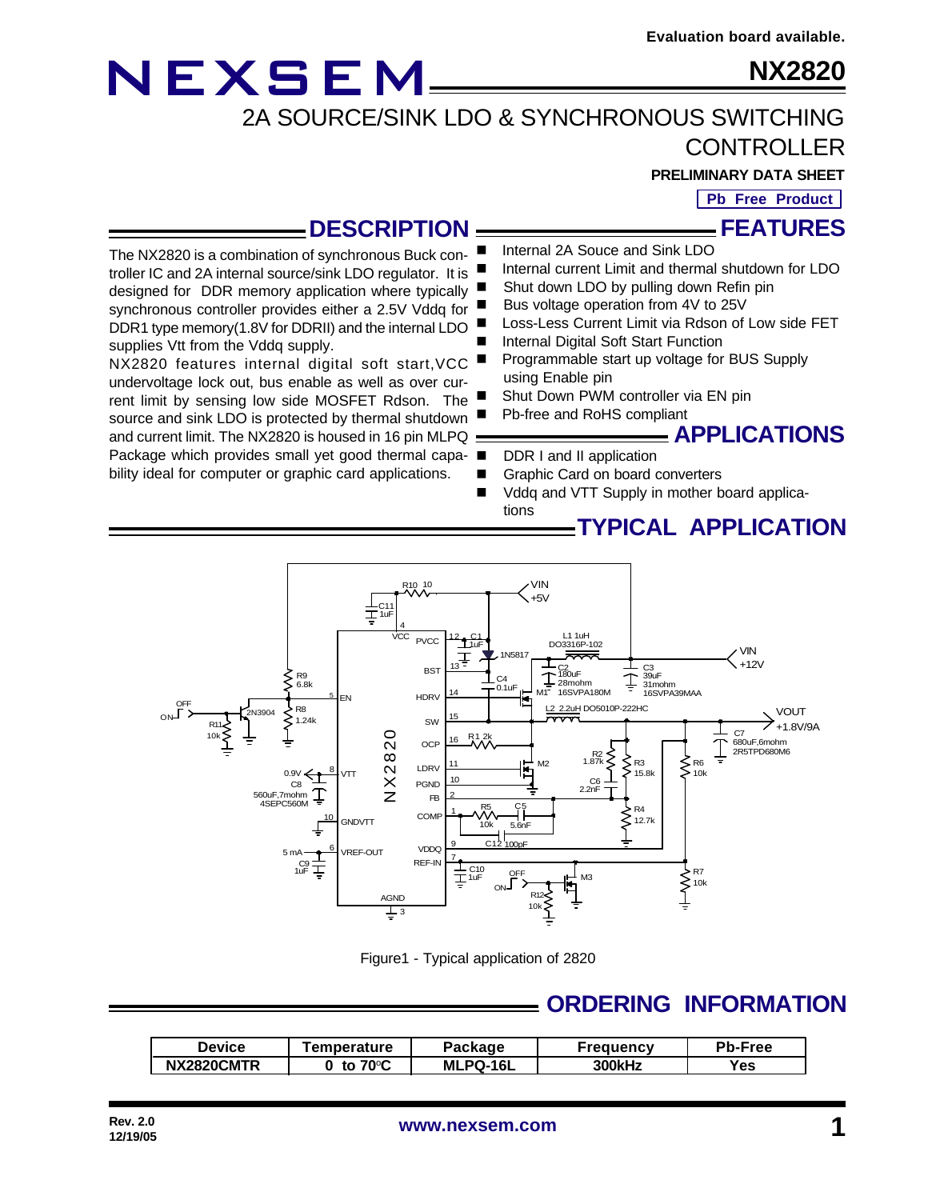Evaluation board available.

# NEXSEM NX2820

## 2A SOURCE/SINK LDO & SYNCHRONOUS SWITCHING CONTROLLER

**PRELIMINARY DATA SHEET**

**Pb Free Product**

## DESCRIPTION

The NX2820 is a combination of synchronous Buck controller IC and 2A internal source/sink LDO regulator. It is designed for DDR memory application where typically synchronous controller provides either a 2.5V Vddq for DDR1 type memory(1.8V for DDRII) and the internal LDO supplies Vtt from the Vddq supply.

NX2820 features internal digital soft start,VCC undervoltage lock out, bus enable as well as over current limit by sensing low side MOSFET Rdson. The source and sink LDO is protected by thermal shutdown and current limit. The NX2820 is housed in 16 pin MLPQ Package which provides small yet good thermal capability ideal for computer or graphic card applications.

## FEATURES

- Internal 2A Souce and Sink LDO
- Internal current Limit and thermal shutdown for LDO
- Shut down LDO by pulling down Refin pin
- Bus voltage operation from 4V to 25V
- Loss-Less Current Limit via Rdson of Low side FET
- Internal Digital Soft Start Function
- Programmable start up voltage for BUS Supply using Enable pin
- Shut Down PWM controller via EN pin
- Pb-free and RoHS compliant

## APPLICATIONS

- DDR I and II application
- Graphic Card on board converters
- Vddq and VTT Supply in mother board applications

## TYPICAL APPLICATION

Figure1 - Typical application of 2820

## ORDERING INFORMATION

| Device | Temperature | Package | Frequency | Pb-Free |
|---|---|---|---|---|
| NX2820CMTR | 0 to 70°C | MLPQ-16L | 300kHz | Yes |

Rev. 2.0
12/19/05

www.nexsem.com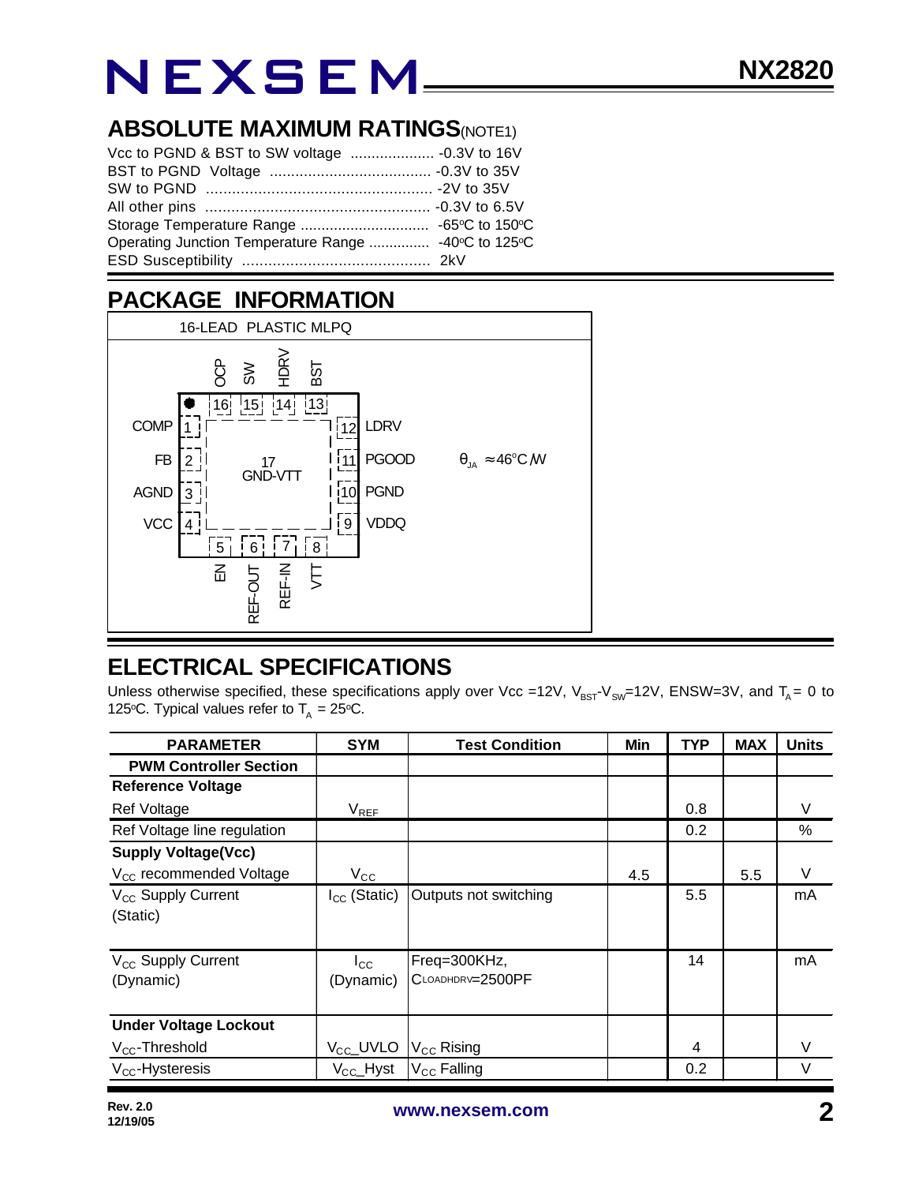## ABSOLUTE MAXIMUM RATINGS(NOTE1)

Vcc to PGND & BST to SW voltage .................... -0.3V to 16V
BST to PGND Voltage ...................................... -0.3V to 35V
SW to PGND .................................................... -2V to 35V
All other pins .................................................... -0.3V to 6.5V
Storage Temperature Range ............................... -65°C to 150°C
Operating Junction Temperature Range ............... -40°C to 125°C
ESD Susceptibility ........................................... 2kV

## PACKAGE INFORMATION

16-LEAD PLASTIC MLPQ

Pins: 1 COMP, 2 FB, 3 AGND, 4 VCC, 5 EN, 6 REF-OUT, 7 REF-IN, 8 VTT, 9 VDDQ, 10 PGND, 11 PGOOD, 12 LDRV, 13 BST, 14 HDRV, 15 SW, 16 OCP, 17 GND-VTT

$\theta_{JA} \approx 46^{\circ}C/W$

## ELECTRICAL SPECIFICATIONS

Unless otherwise specified, these specifications apply over Vcc =12V, $V_{BST}$-$V_{SW}$=12V, ENSW=3V, and $T_A$ = 0 to 125°C. Typical values refer to $T_A$ = 25°C.

| PARAMETER | SYM | Test Condition | Min | TYP | MAX | Units |
|---|---|---|---|---|---|---|
| **PWM Controller Section** | | | | | | |
| **Reference Voltage** | | | | | | |
| Ref Voltage | $V_{REF}$ | | | 0.8 | | V |
| Ref Voltage line regulation | | | | 0.2 | | % |
| **Supply Voltage(Vcc)** | | | | | | |
| $V_{CC}$ recommended Voltage | $V_{CC}$ | | 4.5 | | 5.5 | V |
| $V_{CC}$ Supply Current (Static) | $I_{CC}$ (Static) | Outputs not switching | | 5.5 | | mA |
| $V_{CC}$ Supply Current (Dynamic) | $I_{CC}$ (Dynamic) | Freq=300KHz, $C_{LOADHDRV}$=2500PF | | 14 | | mA |
| **Under Voltage Lockout** | | | | | | |
| $V_{CC}$-Threshold | $V_{CC}$\_UVLO | $V_{CC}$ Rising | | 4 | | V |
| $V_{CC}$-Hysteresis | $V_{CC}$\_Hyst | $V_{CC}$ Falling | | 0.2 | | V |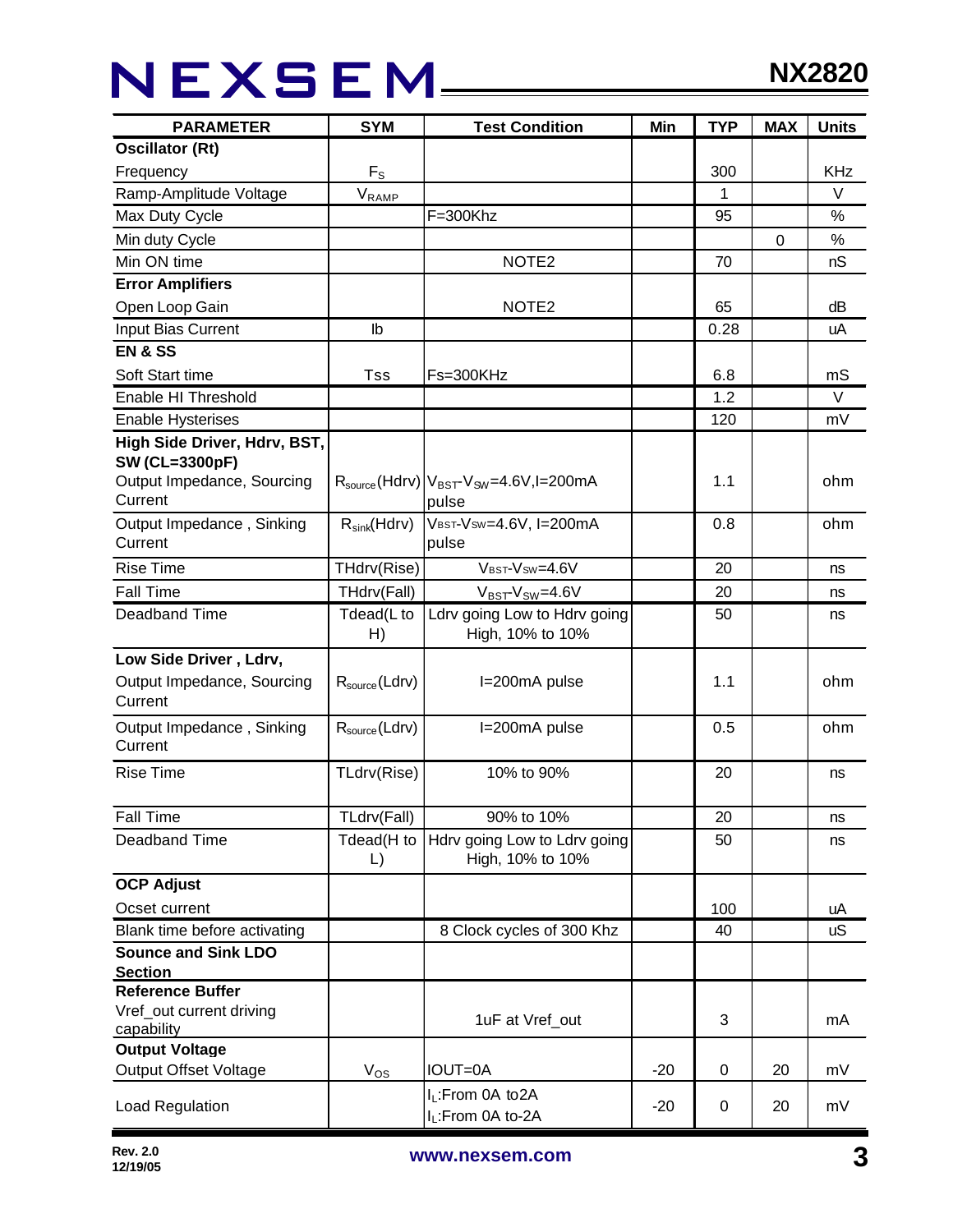| PARAMETER | SYM | Test Condition | Min | TYP | MAX | Units |
|---|---|---|---|---|---|---|
| **Oscillator (Rt)** | | | | | | |
| Frequency | $F_S$ | | | 300 | | KHz |
| Ramp-Amplitude Voltage | $V_{RAMP}$ | | | 1 | | V |
| Max Duty Cycle | | F=300Khz | | 95 | | % |
| Min duty Cycle | | | | | 0 | % |
| Min ON time | | NOTE2 | | 70 | | nS |
| **Error Amplifiers** | | | | | | |
| Open Loop Gain | | NOTE2 | | 65 | | dB |
| Input Bias Current | Ib | | | 0.28 | | uA |
| **EN & SS** | | | | | | |
| Soft Start time | Tss | Fs=300KHz | | 6.8 | | mS |
| Enable HI Threshold | | | | 1.2 | | V |
| Enable Hysterises | | | | 120 | | mV |
| **High Side Driver, Hdrv, BST, SW (CL=3300pF)** | | | | | | |
| Output Impedance, Sourcing Current | $R_{source}$(Hdrv) | $V_{BST}$-$V_{SW}$=4.6V,I=200mA pulse | | 1.1 | | ohm |
| Output Impedance , Sinking Current | $R_{sink}$(Hdrv) | $V_{BST}$-$V_{SW}$=4.6V, I=200mA pulse | | 0.8 | | ohm |
| Rise Time | THdrv(Rise) | $V_{BST}$-$V_{SW}$=4.6V | | 20 | | ns |
| Fall Time | THdrv(Fall) | $V_{BST}$-$V_{SW}$=4.6V | | 20 | | ns |
| Deadband Time | Tdead(L to H) | Ldrv going Low to Hdrv going High, 10% to 10% | | 50 | | ns |
| **Low Side Driver , Ldrv,** | | | | | | |
| Output Impedance, Sourcing Current | $R_{source}$(Ldrv) | I=200mA pulse | | 1.1 | | ohm |
| Output Impedance , Sinking Current | $R_{source}$(Ldrv) | I=200mA pulse | | 0.5 | | ohm |
| Rise Time | TLdrv(Rise) | 10% to 90% | | 20 | | ns |
| Fall Time | TLdrv(Fall) | 90% to 10% | | 20 | | ns |
| Deadband Time | Tdead(H to L) | Hdrv going Low to Ldrv going High, 10% to 10% | | 50 | | ns |
| **OCP Adjust** | | | | | | |
| Ocset current | | | | 100 | | uA |
| Blank time before activating | | 8 Clock cycles of 300 Khz | | 40 | | uS |
| **Sounce and Sink LDO Section** | | | | | | |
| **Reference Buffer** | | | | | | |
| Vref_out current driving capability | | 1uF at Vref_out | | 3 | | mA |
| **Output Voltage** | | | | | | |
| Output Offset Voltage | $V_{OS}$ | IOUT=0A | -20 | 0 | 20 | mV |
| Load Regulation | | $I_L$:From 0A to2A<br>$I_L$:From 0A to-2A | -20 | 0 | 20 | mV |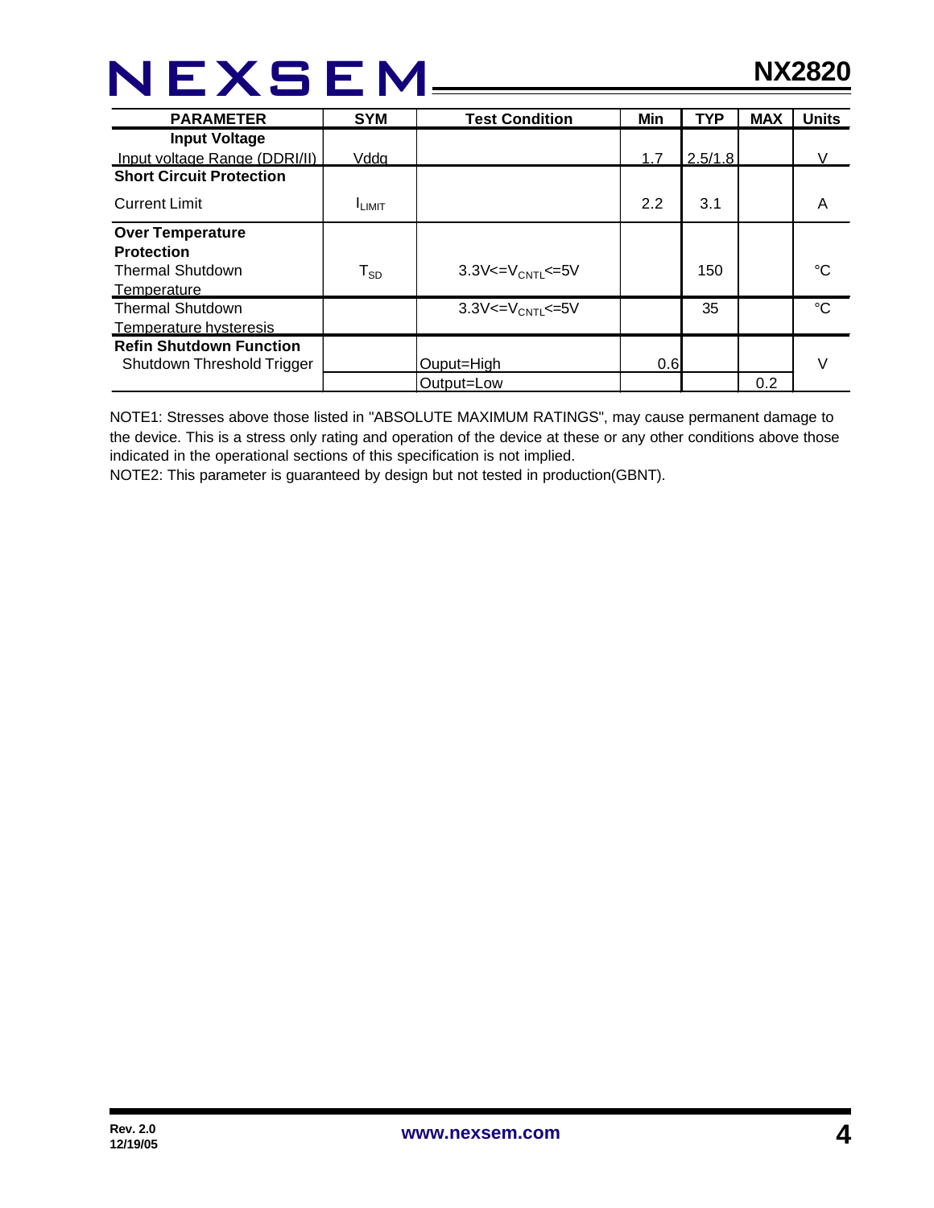| PARAMETER | SYM | Test Condition | Min | TYP | MAX | Units |
|---|---|---|---|---|---|---|
| **Input Voltage** | | | | | | |
| Input voltage Range (DDRI/II) | Vddq | | 1.7 | 2.5/1.8 | | V |
| **Short Circuit Protection** | | | | | | |
| Current Limit | $I_{LIMIT}$ | | 2.2 | 3.1 | | A |
| **Over Temperature Protection** | | | | | | |
| Thermal Shutdown Temperature | $T_{SD}$ | $3.3V<=V_{CNTL}<=5V$ | | 150 | | °C |
| Thermal Shutdown Temperature hysteresis | | $3.3V<=V_{CNTL}<=5V$ | | 35 | | °C |
| **Refin Shutdown Function** | | | | | | |
| Shutdown Threshold Trigger | | Ouput=High | 0.6 | | | V |
| | | Output=Low | | | 0.2 | V |

NOTE1: Stresses above those listed in "ABSOLUTE MAXIMUM RATINGS", may cause permanent damage to the device. This is a stress only rating and operation of the device at these or any other conditions above those indicated in the operational sections of this specification is not implied.

NOTE2: This parameter is guaranteed by design but not tested in production(GBNT).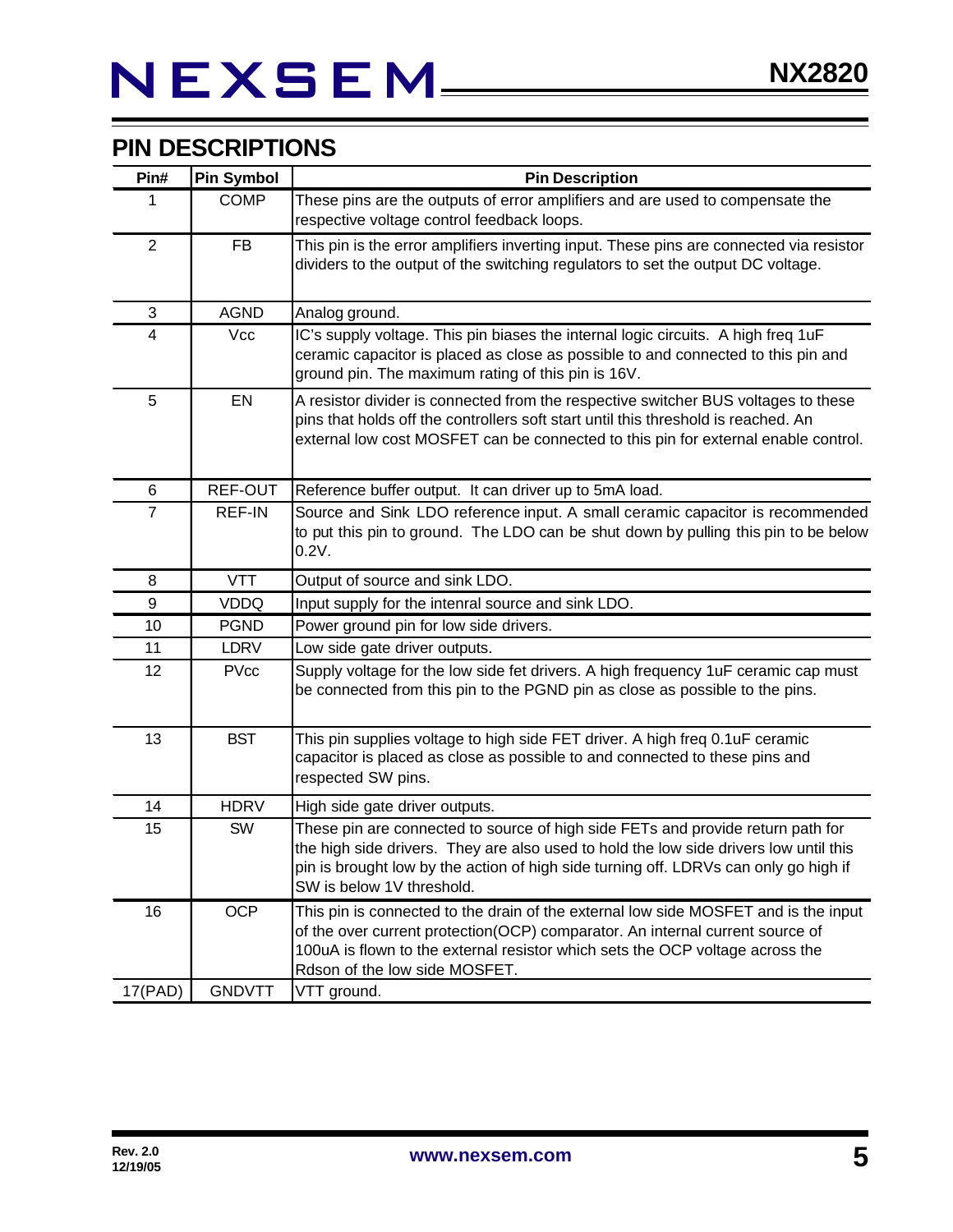## PIN DESCRIPTIONS

| Pin# | Pin Symbol | Pin Description |
|---|---|---|
| 1 | COMP | These pins are the outputs of error amplifiers and are used to compensate the respective voltage control feedback loops. |
| 2 | FB | This pin is the error amplifiers inverting input. These pins are connected via resistor dividers to the output of the switching regulators to set the output DC voltage. |
| 3 | AGND | Analog ground. |
| 4 | Vcc | IC's supply voltage. This pin biases the internal logic circuits. A high freq 1uF ceramic capacitor is placed as close as possible to and connected to this pin and ground pin. The maximum rating of this pin is 16V. |
| 5 | EN | A resistor divider is connected from the respective switcher BUS voltages to these pins that holds off the controllers soft start until this threshold is reached. An external low cost MOSFET can be connected to this pin for external enable control. |
| 6 | REF-OUT | Reference buffer output. It can driver up to 5mA load. |
| 7 | REF-IN | Source and Sink LDO reference input. A small ceramic capacitor is recommended to put this pin to ground. The LDO can be shut down by pulling this pin to be below 0.2V. |
| 8 | VTT | Output of source and sink LDO. |
| 9 | VDDQ | Input supply for the intenral source and sink LDO. |
| 10 | PGND | Power ground pin for low side drivers. |
| 11 | LDRV | Low side gate driver outputs. |
| 12 | PVcc | Supply voltage for the low side fet drivers. A high frequency 1uF ceramic cap must be connected from this pin to the PGND pin as close as possible to the pins. |
| 13 | BST | This pin supplies voltage to high side FET driver. A high freq 0.1uF ceramic capacitor is placed as close as possible to and connected to these pins and respected SW pins. |
| 14 | HDRV | High side gate driver outputs. |
| 15 | SW | These pin are connected to source of high side FETs and provide return path for the high side drivers. They are also used to hold the low side drivers low until this pin is brought low by the action of high side turning off. LDRVs can only go high if SW is below 1V threshold. |
| 16 | OCP | This pin is connected to the drain of the external low side MOSFET and is the input of the over current protection(OCP) comparator. An internal current source of 100uA is flown to the external resistor which sets the OCP voltage across the Rdson of the low side MOSFET. |
| 17(PAD) | GNDVTT | VTT ground. |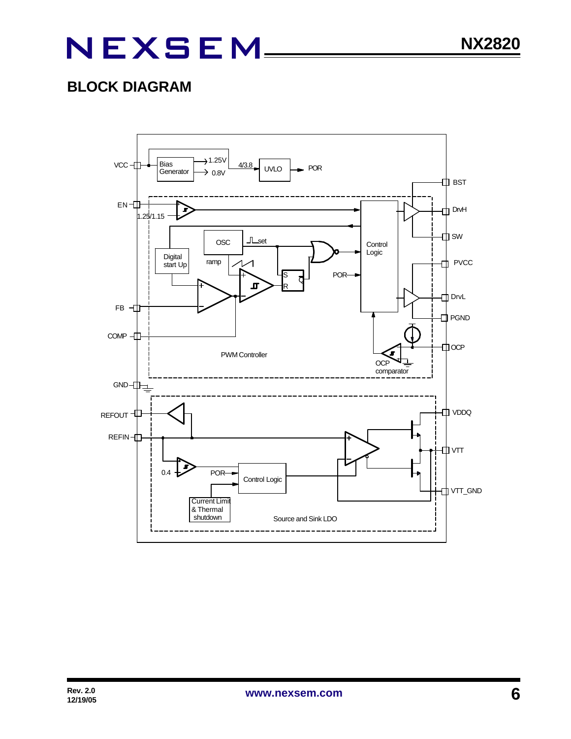## BLOCK DIAGRAM

VCC, Bias Generator, 1.25V, 0.8V, 4/3.8, UVLO, POR, BST, EN, 1.25/1.15, DrvH, SW, OSC, set, Control Logic, Digital start Up, ramp, S, R, Q, POR, PVCC, DrvL, FB, PGND, COMP, OCP, PWM Controller, OCP comparator, GND, REFOUT, VDDQ, REFIN, VTT, 0.4, POR, Control Logic, VTT_GND, Current Limit & Thermal shutdown, Source and Sink LDO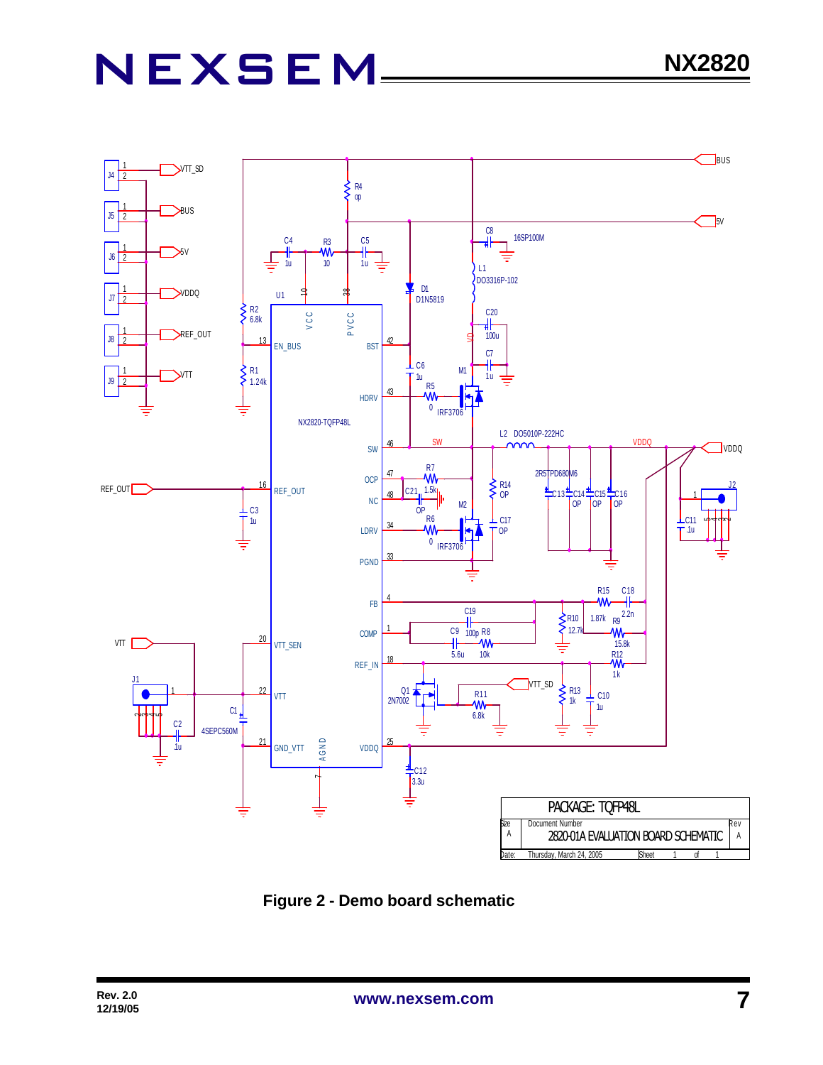Figure 2 - Demo board schematic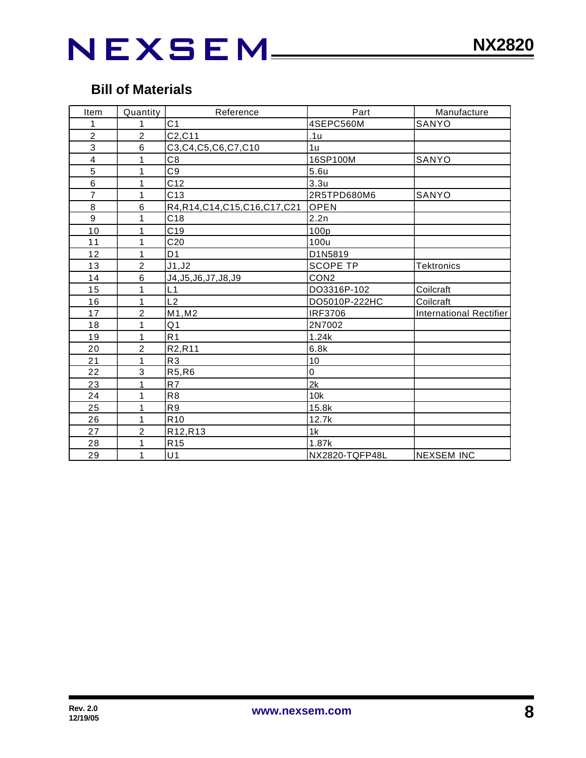## Bill of Materials

| Item | Quantity | Reference | Part | Manufacture |
|---|---|---|---|---|
| 1 | 1 | C1 | 4SEPC560M | SANYO |
| 2 | 2 | C2,C11 | .1u | |
| 3 | 6 | C3,C4,C5,C6,C7,C10 | 1u | |
| 4 | 1 | C8 | 16SP100M | SANYO |
| 5 | 1 | C9 | 5.6u | |
| 6 | 1 | C12 | 3.3u | |
| 7 | 1 | C13 | 2R5TPD680M6 | SANYO |
| 8 | 6 | R4,R14,C14,C15,C16,C17,C21 | OPEN | |
| 9 | 1 | C18 | 2.2n | |
| 10 | 1 | C19 | 100p | |
| 11 | 1 | C20 | 100u | |
| 12 | 1 | D1 | D1N5819 | |
| 13 | 2 | J1,J2 | SCOPE TP | Tektronics |
| 14 | 6 | J4,J5,J6,J7,J8,J9 | CON2 | |
| 15 | 1 | L1 | DO3316P-102 | Coilcraft |
| 16 | 1 | L2 | DO5010P-222HC | Coilcraft |
| 17 | 2 | M1,M2 | IRF3706 | International Rectifier |
| 18 | 1 | Q1 | 2N7002 | |
| 19 | 1 | R1 | 1.24k | |
| 20 | 2 | R2,R11 | 6.8k | |
| 21 | 1 | R3 | 10 | |
| 22 | 3 | R5,R6 | 0 | |
| 23 | 1 | R7 | 2k | |
| 24 | 1 | R8 | 10k | |
| 25 | 1 | R9 | 15.8k | |
| 26 | 1 | R10 | 12.7k | |
| 27 | 2 | R12,R13 | 1k | |
| 28 | 1 | R15 | 1.87k | |
| 29 | 1 | U1 | NX2820-TQFP48L | NEXSEM INC |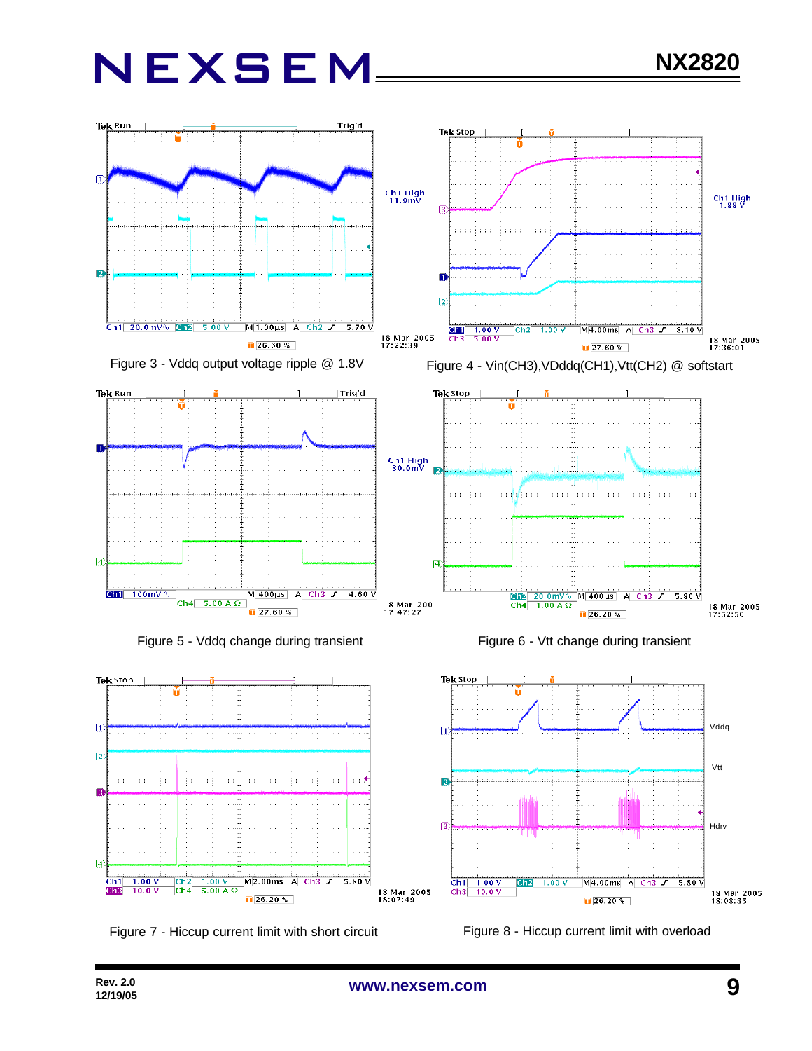Figure 3 - Vddq output voltage ripple @ 1.8V

Figure 4 - Vin(CH3),VDddq(CH1),Vtt(CH2) @ softstart

Figure 5 - Vddq change during transient

Figure 6 - Vtt change during transient

Figure 7 - Hiccup current limit with short circuit

Figure 8 - Hiccup current limit with overload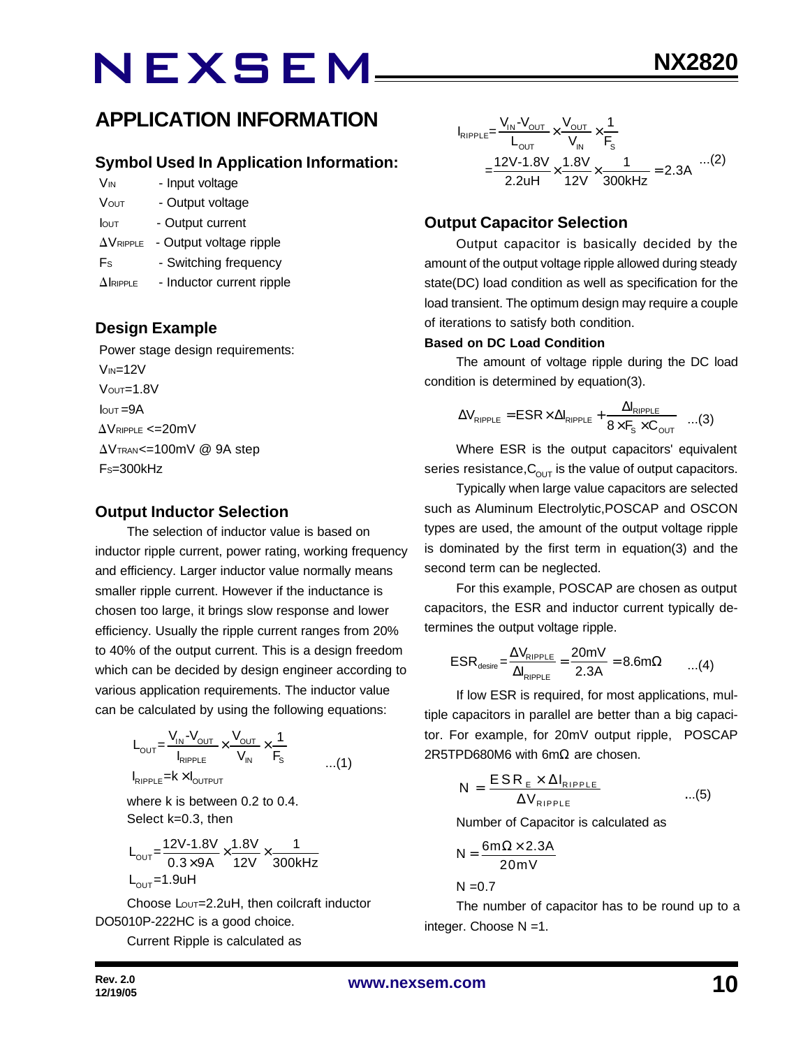## APPLICATION INFORMATION

### Symbol Used In Application Information:

$V_{IN}$ - Input voltage

$V_{OUT}$ - Output voltage

$I_{OUT}$ - Output current

$\Delta V_{RIPPLE}$ - Output voltage ripple

$F_S$ - Switching frequency

$\Delta I_{RIPPLE}$ - Inductor current ripple

### Design Example

Power stage design requirements:

$V_{IN}$=12V

$V_{OUT}$=1.8V

$I_{OUT}$=9A

$\Delta V_{RIPPLE}$ <=20mV

$\Delta V_{TRAN}$<=100mV @ 9A step

$F_S$=300kHz

### Output Inductor Selection

The selection of inductor value is based on inductor ripple current, power rating, working frequency and efficiency. Larger inductor value normally means smaller ripple current. However if the inductance is chosen too large, it brings slow response and lower efficiency. Usually the ripple current ranges from 20% to 40% of the output current. This is a design freedom which can be decided by design engineer according to various application requirements. The inductor value can be calculated by using the following equations:

$$L_{OUT}=\frac{V_{IN}-V_{OUT}}{I_{RIPPLE}}\times\frac{V_{OUT}}{V_{IN}}\times\frac{1}{F_S} \quad ...(1)$$

$$I_{RIPPLE}=k\times I_{OUTPUT}$$

where k is between 0.2 to 0.4.

Select k=0.3, then

$$L_{OUT}=\frac{12V-1.8V}{0.3\times 9A}\times\frac{1.8V}{12V}\times\frac{1}{300kHz}$$

$$L_{OUT}=1.9uH$$

Choose $L_{OUT}$=2.2uH, then coilcraft inductor DO5010P-222HC is a good choice.

Current Ripple is calculated as

$$I_{RIPPLE}=\frac{V_{IN}-V_{OUT}}{L_{OUT}}\times\frac{V_{OUT}}{V_{IN}}\times\frac{1}{F_S}$$

$$=\frac{12V-1.8V}{2.2uH}\times\frac{1.8V}{12V}\times\frac{1}{300kHz}=2.3A \quad ...(2)$$

### Output Capacitor Selection

Output capacitor is basically decided by the amount of the output voltage ripple allowed during steady state(DC) load condition as well as specification for the load transient. The optimum design may require a couple of iterations to satisfy both condition.

**Based on DC Load Condition**

The amount of voltage ripple during the DC load condition is determined by equation(3).

$$\Delta V_{RIPPLE}=ESR\times\Delta I_{RIPPLE}+\frac{\Delta I_{RIPPLE}}{8\times F_S\times C_{OUT}} \quad ...(3)$$

Where ESR is the output capacitors' equivalent series resistance, $C_{OUT}$ is the value of output capacitors.

Typically when large value capacitors are selected such as Aluminum Electrolytic, POSCAP and OSCON types are used, the amount of the output voltage ripple is dominated by the first term in equation(3) and the second term can be neglected.

For this example, POSCAP are chosen as output capacitors, the ESR and inductor current typically determines the output voltage ripple.

$$ESR_{desire}=\frac{\Delta V_{RIPPLE}}{\Delta I_{RIPPLE}}=\frac{20mV}{2.3A}=8.6m\Omega \quad ...(4)$$

If low ESR is required, for most applications, multiple capacitors in parallel are better than a big capacitor. For example, for 20mV output ripple, POSCAP 2R5TPD680M6 with 6mΩ are chosen.

$$N=\frac{ESR_E\times\Delta I_{RIPPLE}}{\Delta V_{RIPPLE}} \quad ...(5)$$

Number of Capacitor is calculated as

$$N=\frac{6m\Omega\times 2.3A}{20mV}$$

$$N=0.7$$

The number of capacitor has to be round up to a integer. Choose N =1.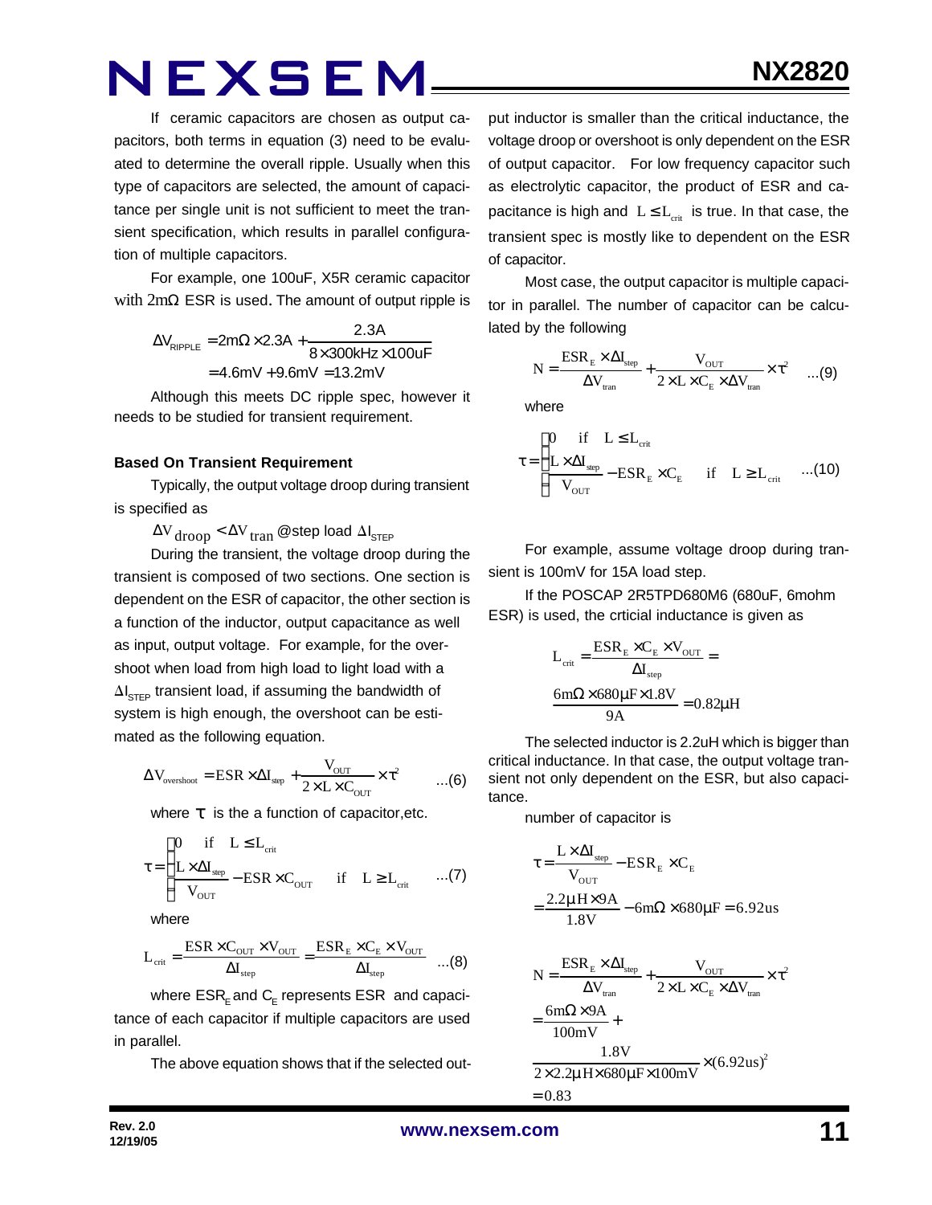If ceramic capacitors are chosen as output capacitors, both terms in equation (3) need to be evaluated to determine the overall ripple. Usually when this type of capacitors are selected, the amount of capacitance per single unit is not sufficient to meet the transient specification, which results in parallel configuration of multiple capacitors.

For example, one 100uF, X5R ceramic capacitor with 2mΩ ESR is used. The amount of output ripple is

$$\Delta V_{RIPPLE} = 2m\Omega \times 2.3A + \frac{2.3A}{8 \times 300kHz \times 100uF}$$
$$= 4.6mV + 9.6mV = 13.2mV$$

Although this meets DC ripple spec, however it needs to be studied for transient requirement.

**Based On Transient Requirement**

Typically, the output voltage droop during transient is specified as

$\Delta V_{droop} < \Delta V_{tran}$ @step load $\Delta I_{STEP}$

During the transient, the voltage droop during the transient is composed of two sections. One section is dependent on the ESR of capacitor, the other section is a function of the inductor, output capacitance as well as input, output voltage. For example, for the overshoot when load from high load to light load with a $\Delta I_{STEP}$ transient load, if assuming the bandwidth of system is high enough, the overshoot can be estimated as the following equation.

$$\Delta V_{overshoot} = ESR \times \Delta I_{step} + \frac{V_{OUT}}{2 \times L \times C_{OUT}} \times \tau^2 \quad ...(6)$$

where $\tau$ is the a function of capacitor,etc.

$$\tau = \begin{cases} 0 & \text{if} \quad L \le L_{crit} \\ \frac{L \times \Delta I_{step}}{V_{OUT}} - ESR \times C_{OUT} & \text{if} \quad L \ge L_{crit} \end{cases} \quad ...(7)$$

where

$$L_{crit} = \frac{ESR \times C_{OUT} \times V_{OUT}}{\Delta I_{step}} = \frac{ESR_E \times C_E \times V_{OUT}}{\Delta I_{step}} \quad ...(8)$$

where $ESR_E$ and $C_E$ represents ESR and capacitance of each capacitor if multiple capacitors are used in parallel.

The above equation shows that if the selected output inductor is smaller than the critical inductance, the voltage droop or overshoot is only dependent on the ESR of output capacitor. For low frequency capacitor such as electrolytic capacitor, the product of ESR and capacitance is high and $L \le L_{crit}$ is true. In that case, the transient spec is mostly like to dependent on the ESR of capacitor.

Most case, the output capacitor is multiple capacitor in parallel. The number of capacitor can be calculated by the following

$$N = \frac{ESR_E \times \Delta I_{step}}{\Delta V_{tran}} + \frac{V_{OUT}}{2 \times L \times C_E \times \Delta V_{tran}} \times \tau^2 \quad ...(9)$$

where

$$\tau = \begin{cases} 0 & \text{if} \quad L \le L_{crit} \\ \frac{L \times \Delta I_{step}}{V_{OUT}} - ESR_E \times C_E & \text{if} \quad L \ge L_{crit} \end{cases} \quad ...(10)$$

For example, assume voltage droop during transient is 100mV for 15A load step.

If the POSCAP 2R5TPD680M6 (680uF, 6mohm ESR) is used, the crticial inductance is given as

$$L_{crit} = \frac{ESR_E \times C_E \times V_{OUT}}{\Delta I_{step}} =$$
$$\frac{6m\Omega \times 680\mu F \times 1.8V}{9A} = 0.82\mu H$$

The selected inductor is 2.2uH which is bigger than critical inductance. In that case, the output voltage transient not only dependent on the ESR, but also capacitance.

number of capacitor is

$$\tau = \frac{L \times \Delta I_{step}}{V_{OUT}} - ESR_E \times C_E$$
$$= \frac{2.2\mu H \times 9A}{1.8V} - 6m\Omega \times 680\mu F = 6.92us$$

$$N = \frac{ESR_E \times \Delta I_{step}}{\Delta V_{tran}} + \frac{V_{OUT}}{2 \times L \times C_E \times \Delta V_{tran}} \times \tau^2$$
$$= \frac{6m\Omega \times 9A}{100mV} +$$
$$\frac{1.8V}{2 \times 2.2\mu H \times 680\mu F \times 100mV} \times (6.92us)^2$$
$$= 0.83$$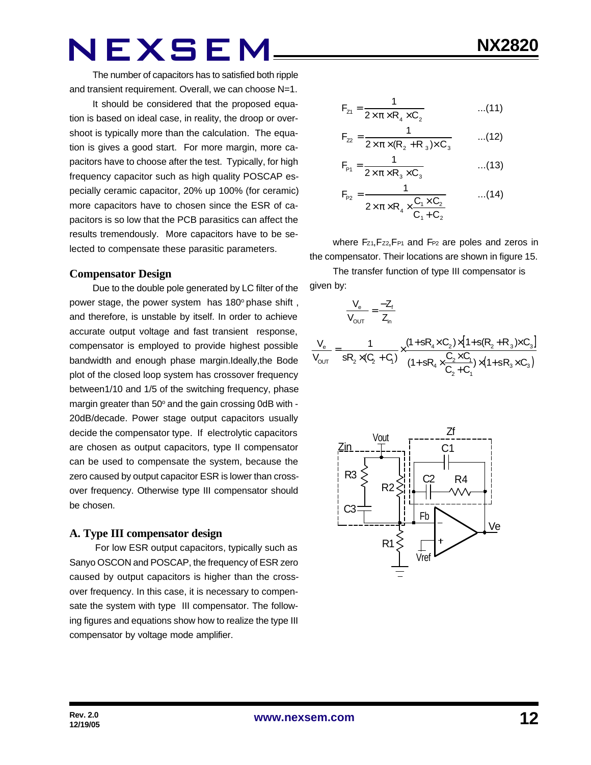The number of capacitors has to satisfied both ripple and transient requirement. Overall, we can choose N=1.

It should be considered that the proposed equation is based on ideal case, in reality, the droop or overshoot is typically more than the calculation. The equation is gives a good start. For more margin, more capacitors have to choose after the test. Typically, for high frequency capacitor such as high quality POSCAP especially ceramic capacitor, 20% up 100% (for ceramic) more capacitors have to chosen since the ESR of capacitors is so low that the PCB parasitics can affect the results tremendously. More capacitors have to be selected to compensate these parasitic parameters.

### Compensator Design

Due to the double pole generated by LC filter of the power stage, the power system has 180° phase shift , and therefore, is unstable by itself. In order to achieve accurate output voltage and fast transient response, compensator is employed to provide highest possible bandwidth and enough phase margin.Ideally,the Bode plot of the closed loop system has crossover frequency between1/10 and 1/5 of the switching frequency, phase margin greater than 50° and the gain crossing 0dB with -20dB/decade. Power stage output capacitors usually decide the compensator type. If electrolytic capacitors are chosen as output capacitors, type II compensator can be used to compensate the system, because the zero caused by output capacitor ESR is lower than crossover frequency. Otherwise type III compensator should be chosen.

### A. Type III compensator design

For low ESR output capacitors, typically such as Sanyo OSCON and POSCAP, the frequency of ESR zero caused by output capacitors is higher than the crossover frequency. In this case, it is necessary to compensate the system with type III compensator. The following figures and equations show how to realize the type III compensator by voltage mode amplifier.

$$F_{Z1} = \frac{1}{2 \times \pi \times R_4 \times C_2} \quad \text{...(11)}$$

$$F_{Z2} = \frac{1}{2 \times \pi \times (R_2 + R_3) \times C_3} \quad \text{...(12)}$$

$$F_{P1} = \frac{1}{2 \times \pi \times R_3 \times C_3} \quad \text{...(13)}$$

$$F_{P2} = \frac{1}{2 \times \pi \times R_4 \times \frac{C_1 \times C_2}{C_1 + C_2}} \quad \text{...(14)}$$

where $F_{Z1}$, $F_{Z2}$, $F_{P1}$ and $F_{P2}$ are poles and zeros in the compensator. Their locations are shown in figure 15.

The transfer function of type III compensator is given by:

$$\frac{V_e}{V_{OUT}} = \frac{-Z_f}{Z_{in}}$$

$$\frac{V_e}{V_{OUT}} = \frac{1}{sR_2 \times (C_2 + C_1)} \times \frac{(1 + sR_4 \times C_2) \times [1 + s(R_2 + R_3) \times C_3]}{(1 + sR_4 \times \frac{C_2 \times C_1}{C_2 + C_1}) \times (1 + sR_3 \times C_3)}$$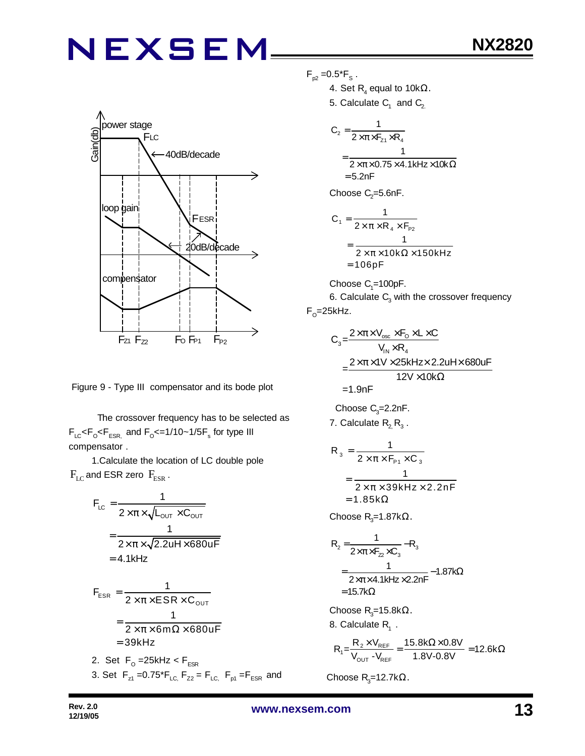Figure 9 - Type III compensator and its bode plot

The crossover frequency has to be selected as $F_{LC} < F_O < F_{ESR,}$ and $F_O <= 1/10 \sim 1/5 F_s$ for type III compensator .

1.Calculate the location of LC double pole $F_{LC}$ and ESR zero $F_{ESR}$.

$$F_{LC} = \frac{1}{2 \times \pi \times \sqrt{L_{OUT} \times C_{OUT}}}$$

$$= \frac{1}{2 \times \pi \times \sqrt{2.2uH \times 680uF}}$$

$$= 4.1kHz$$

$$F_{ESR} = \frac{1}{2 \times \pi \times ESR \times C_{OUT}}$$

$$= \frac{1}{2 \times \pi \times 6m\Omega \times 680uF}$$

$$= 39kHz$$

2. Set $F_O = 25kHz < F_{ESR}$

3. Set $F_{z1} = 0.75 * F_{LC,}$ $F_{Z2} = F_{LC,}$ $F_{p1} = F_{ESR}$ and $F_{p2} = 0.5 * F_S$ .

4. Set $R_4$ equal to 10kΩ.

5. Calculate $C_1$ and $C_2$.

$$C_2 = \frac{1}{2 \times \pi \times F_{Z1} \times R_4}$$

$$= \frac{1}{2 \times \pi \times 0.75 \times 4.1kHz \times 10k\Omega}$$

$$= 5.2nF$$

Choose $C_2$=5.6nF.

$$C_1 = \frac{1}{2 \times \pi \times R_4 \times F_{P2}}$$

$$= \frac{1}{2 \times \pi \times 10k\Omega \times 150kHz}$$

$$= 106pF$$

Choose $C_1$=100pF.

6. Calculate $C_3$ with the crossover frequency $F_O$=25kHz.

$$C_3 = \frac{2 \times \pi \times V_{osc} \times F_O \times L \times C}{V_{IN} \times R_4}$$

$$= \frac{2 \times \pi \times 1V \times 25kHz \times 2.2uH \times 680uF}{12V \times 10k\Omega}$$

$$= 1.9nF$$

Choose $C_3$=2.2nF.

7. Calculate $R_2$, $R_3$ .

$$R_3 = \frac{1}{2 \times \pi \times F_{P1} \times C_3}$$

$$= \frac{1}{2 \times \pi \times 39kHz \times 2.2nF}$$

$$= 1.85k\Omega$$

Choose $R_3$=1.87kΩ.

$$R_2 = \frac{1}{2 \times \pi \times F_{Z2} \times C_3} - R_3$$

$$= \frac{1}{2 \times \pi \times 4.1kHz \times 2.2nF} - 1.87k\Omega$$

$$= 15.7k\Omega$$

Choose $R_3$=15.8kΩ.

8. Calculate $R_1$ .

$$R_1 = \frac{R_2 \times V_{REF}}{V_{OUT} - V_{REF}} = \frac{15.8k\Omega \times 0.8V}{1.8V - 0.8V} = 12.6k\Omega$$

Choose $R_3$=12.7kΩ.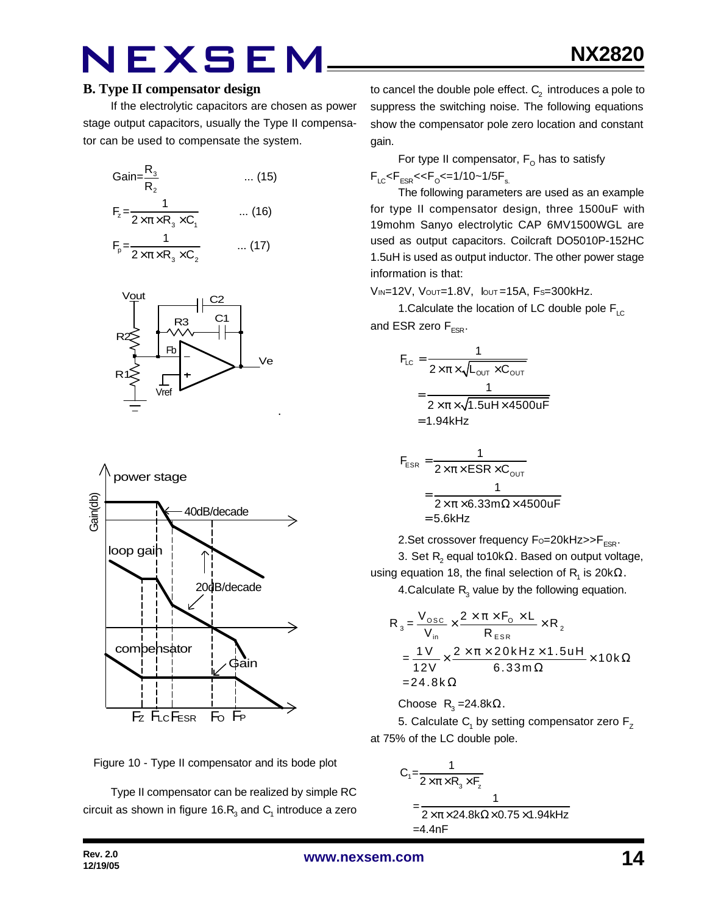## B. Type II compensator design

If the electrolytic capacitors are chosen as power stage output capacitors, usually the Type II compensator can be used to compensate the system.

$$Gain=\frac{R_3}{R_2} \quad ...\ (15)$$

$$F_z=\frac{1}{2\times\pi\times R_3\times C_1} \quad ...\ (16)$$

$$F_p=\frac{1}{2\times\pi\times R_3\times C_2} \quad ...\ (17)$$

Figure 10 - Type II compensator and its bode plot

Type II compensator can be realized by simple RC circuit as shown in figure 16. $R_3$ and $C_1$ introduce a zero to cancel the double pole effect. $C_2$ introduces a pole to suppress the switching noise. The following equations show the compensator pole zero location and constant gain.

For type II compensator, $F_O$ has to satisfy $F_{LC}<F_{ESR}<<F_O<=1/10\sim1/5F_s$.

The following parameters are used as an example for type II compensator design, three 1500uF with 19mohm Sanyo electrolytic CAP 6MV1500WGL are used as output capacitors. Coilcraft DO5010P-152HC 1.5uH is used as output inductor. The other power stage information is that:

$V_{IN}$=12V, $V_{OUT}$=1.8V, $I_{OUT}$=15A, $F_S$=300kHz.

1.Calculate the location of LC double pole $F_{LC}$ and ESR zero $F_{ESR}$.

$$F_{LC}=\frac{1}{2\times\pi\times\sqrt{L_{OUT}\times C_{OUT}}}=\frac{1}{2\times\pi\times\sqrt{1.5uH\times4500uF}}=1.94kHz$$

$$F_{ESR}=\frac{1}{2\times\pi\times ESR\times C_{OUT}}=\frac{1}{2\times\pi\times6.33m\Omega\times4500uF}=5.6kHz$$

2.Set crossover frequency $F_O$=20kHz>>$F_{ESR}$.

3. Set $R_2$ equal to10kΩ. Based on output voltage, using equation 18, the final selection of $R_1$ is 20kΩ.

4.Calculate $R_3$ value by the following equation.

$$R_3=\frac{V_{OSC}}{V_{in}}\times\frac{2\times\pi\times F_O\times L}{R_{ESR}}\times R_2=\frac{1V}{12V}\times\frac{2\times\pi\times20kHz\times1.5uH}{6.33m\Omega}\times10k\Omega=24.8k\Omega$$

Choose $R_3$=24.8kΩ.

5. Calculate $C_1$ by setting compensator zero $F_Z$ at 75% of the LC double pole.

$$C_1=\frac{1}{2\times\pi\times R_3\times F_z}=\frac{1}{2\times\pi\times24.8k\Omega\times0.75\times1.94kHz}=4.4nF$$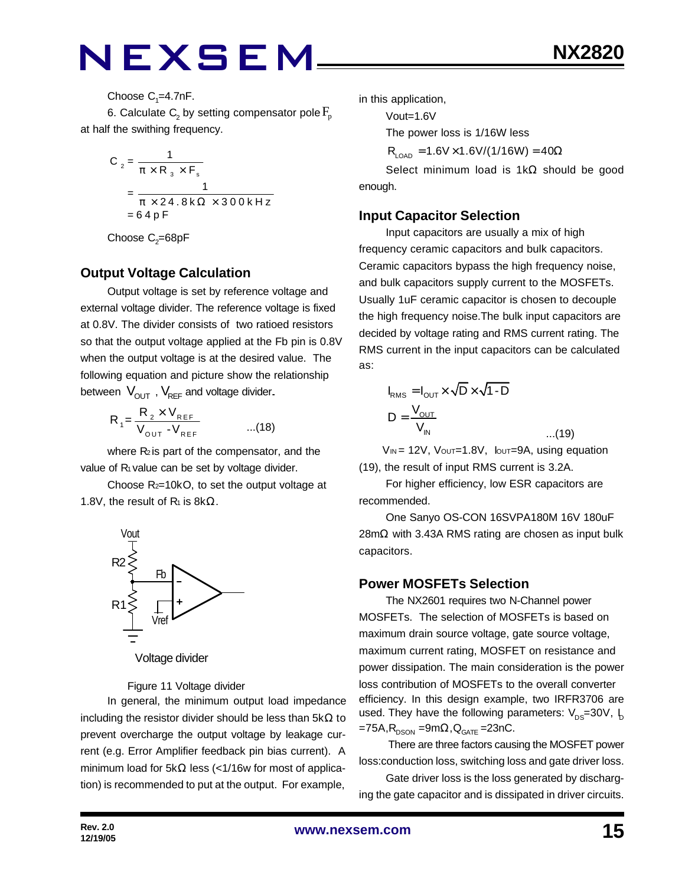Choose $C_1$=4.7nF.

6. Calculate $C_2$ by setting compensator pole $F_p$ at half the swithing frequency.

$$C_2 = \frac{1}{\pi \times R_3 \times F_s}$$
$$= \frac{1}{\pi \times 24.8k\Omega \times 300kHz}$$
$$= 64pF$$

Choose $C_2$=68pF

## Output Voltage Calculation

Output voltage is set by reference voltage and external voltage divider. The reference voltage is fixed at 0.8V. The divider consists of two ratioed resistors so that the output voltage applied at the Fb pin is 0.8V when the output voltage is at the desired value. The following equation and picture show the relationship between $V_{OUT}$, $V_{REF}$ and voltage divider.

$$R_1 = \frac{R_2 \times V_{REF}}{V_{OUT} - V_{REF}} \qquad ...(18)$$

where $R_2$ is part of the compensator, and the value of $R_1$ value can be set by voltage divider.

Choose $R_2$=10kO, to set the output voltage at 1.8V, the result of $R_1$ is 8kΩ.

Vout

R2

Fb

R1

Vref

Voltage divider

Figure 11 Voltage divider

In general, the minimum output load impedance including the resistor divider should be less than 5kΩ to prevent overcharge the output voltage by leakage current (e.g. Error Amplifier feedback pin bias current). A minimum load for 5kΩ less (<1/16w for most of application) is recommended to put at the output. For example, in this application,

Vout=1.6V

The power loss is 1/16W less

$R_{LOAD}$ =1.6V×1.6V/(1/16W) = 40Ω

Select minimum load is 1kΩ should be good enough.

## Input Capacitor Selection

Input capacitors are usually a mix of high frequency ceramic capacitors and bulk capacitors. Ceramic capacitors bypass the high frequency noise, and bulk capacitors supply current to the MOSFETs. Usually 1uF ceramic capacitor is chosen to decouple the high frequency noise.The bulk input capacitors are decided by voltage rating and RMS current rating. The RMS current in the input capacitors can be calculated as:

$$I_{RMS} = I_{OUT} \times \sqrt{D} \times \sqrt{1-D}$$
$$D = \frac{V_{OUT}}{V_{IN}} \qquad ...(19)$$

$V_{IN}$ = 12V, $V_{OUT}$=1.8V, $I_{OUT}$=9A, using equation (19), the result of input RMS current is 3.2A.

For higher efficiency, low ESR capacitors are recommended.

One Sanyo OS-CON 16SVPA180M 16V 180uF 28mΩ with 3.43A RMS rating are chosen as input bulk capacitors.

## Power MOSFETs Selection

The NX2601 requires two N-Channel power MOSFETs. The selection of MOSFETs is based on maximum drain source voltage, gate source voltage, maximum current rating, MOSFET on resistance and power dissipation. The main consideration is the power loss contribution of MOSFETs to the overall converter efficiency. In this design example, two IRFR3706 are used. They have the following parameters: $V_{DS}$=30V, $I_D$ =75A, $R_{DSON}$ =9mΩ, $Q_{GATE}$ =23nC.

There are three factors causing the MOSFET power loss:conduction loss, switching loss and gate driver loss.

Gate driver loss is the loss generated by discharging the gate capacitor and is dissipated in driver circuits.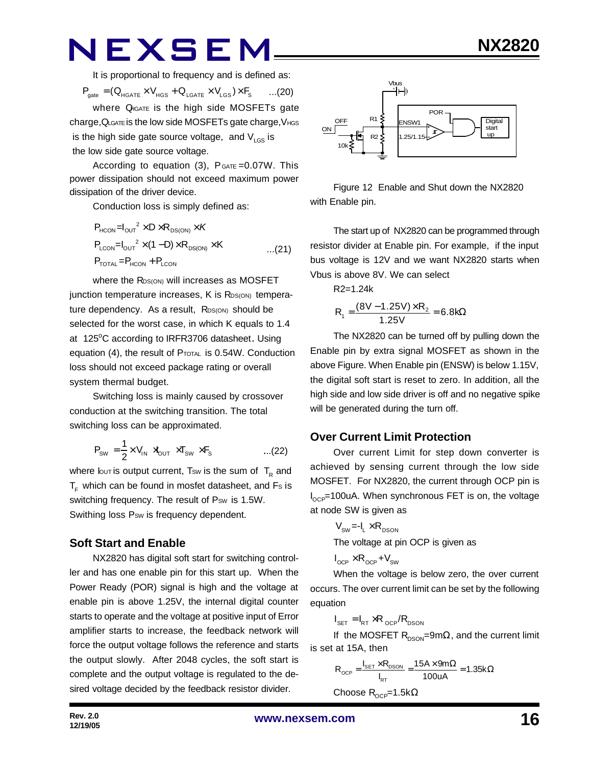It is proportional to frequency and is defined as:

$$P_{gate} = (Q_{HGATE} \times V_{HGS} + Q_{LGATE} \times V_{LGS}) \times F_S \quad ...(20)$$

where $Q_{HGATE}$ is the high side MOSFETs gate charge, $Q_{LGATE}$ is the low side MOSFETs gate charge, $V_{HGS}$ is the high side gate source voltage, and $V_{LGS}$ is the low side gate source voltage.

According to equation (3), $P_{GATE}$=0.07W. This power dissipation should not exceed maximum power dissipation of the driver device.

Conduction loss is simply defined as:

$$P_{HCON} = I_{OUT}^2 \times D \times R_{DS(ON)} \times K$$
$$P_{LCON} = I_{OUT}^2 \times (1-D) \times R_{DS(ON)} \times K \quad ...(21)$$
$$P_{TOTAL} = P_{HCON} + P_{LCON}$$

where the $R_{DS(ON)}$ will increases as MOSFET junction temperature increases, K is $R_{DS(ON)}$ temperature dependency. As a result, $R_{DS(ON)}$ should be selected for the worst case, in which K equals to 1.4 at 125°C according to IRFR3706 datasheet. Using equation (4), the result of $P_{TOTAL}$ is 0.54W. Conduction loss should not exceed package rating or overall system thermal budget.

Switching loss is mainly caused by crossover conduction at the switching transition. The total switching loss can be approximated.

$$P_{SW} = \frac{1}{2} \times V_{IN} \times I_{OUT} \times T_{SW} \times F_S \quad ...(22)$$

where $I_{OUT}$ is output current, $T_{SW}$ is the sum of $T_R$ and $T_F$ which can be found in mosfet datasheet, and $F_S$ is switching frequency. The result of $P_{SW}$ is 1.5W. Swithing loss $P_{SW}$ is frequency dependent.

### Soft Start and Enable

NX2820 has digital soft start for switching controller and has one enable pin for this start up. When the Power Ready (POR) signal is high and the voltage at enable pin is above 1.25V, the internal digital counter starts to operate and the voltage at positive input of Error amplifier starts to increase, the feedback network will force the output voltage follows the reference and starts the output slowly. After 2048 cycles, the soft start is complete and the output voltage is regulated to the desired voltage decided by the feedback resistor divider.

Figure 12 Enable and Shut down the NX2820 with Enable pin.

The start up of NX2820 can be programmed through resistor divider at Enable pin. For example, if the input bus voltage is 12V and we want NX2820 starts when Vbus is above 8V. We can select

R2=1.24k

$$R_1 = \frac{(8V - 1.25V) \times R_2}{1.25V} = 6.8k\Omega$$

The NX2820 can be turned off by pulling down the Enable pin by extra signal MOSFET as shown in the above Figure. When Enable pin (ENSW) is below 1.15V, the digital soft start is reset to zero. In addition, all the high side and low side driver is off and no negative spike will be generated during the turn off.

### Over Current Limit Protection

Over current Limit for step down converter is achieved by sensing current through the low side MOSFET. For NX2820, the current through OCP pin is $I_{OCP}$=100uA. When synchronous FET is on, the voltage at node SW is given as

$$V_{SW} = -I_L \times R_{DSON}$$

The voltage at pin OCP is given as

$$I_{OCP} \times R_{OCP} + V_{SW}$$

When the voltage is below zero, the over current occurs. The over current limit can be set by the following equation

$$I_{SET} = I_{RT} \times R_{OCP} / R_{DSON}$$

If the MOSFET $R_{DSON}$=9mΩ, and the current limit is set at 15A, then

$$R_{OCP} = \frac{I_{SET} \times R_{DSON}}{I_{RT}} = \frac{15A \times 9m\Omega}{100uA} = 1.35k\Omega$$

Choose $R_{OCP}$=1.5kΩ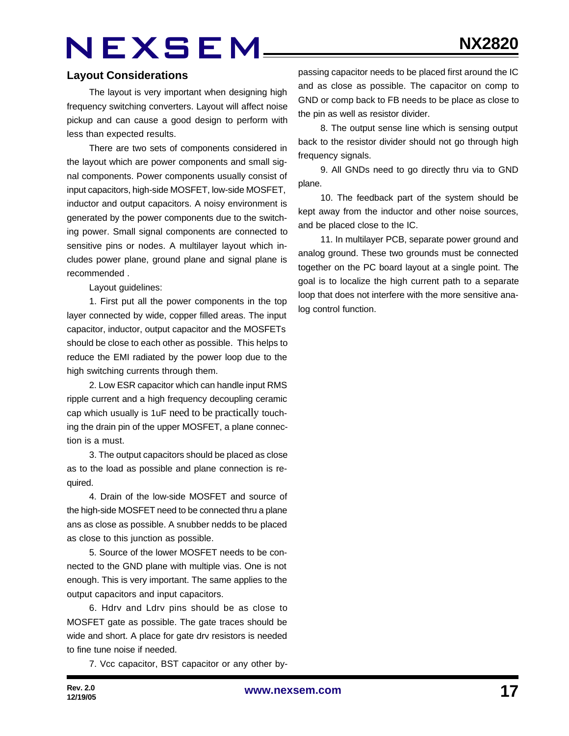## Layout Considerations

The layout is very important when designing high frequency switching converters. Layout will affect noise pickup and can cause a good design to perform with less than expected results.

There are two sets of components considered in the layout which are power components and small signal components. Power components usually consist of input capacitors, high-side MOSFET, low-side MOSFET, inductor and output capacitors. A noisy environment is generated by the power components due to the switching power. Small signal components are connected to sensitive pins or nodes. A multilayer layout which includes power plane, ground plane and signal plane is recommended .

Layout guidelines:

1. First put all the power components in the top layer connected by wide, copper filled areas. The input capacitor, inductor, output capacitor and the MOSFETs should be close to each other as possible. This helps to reduce the EMI radiated by the power loop due to the high switching currents through them.

2. Low ESR capacitor which can handle input RMS ripple current and a high frequency decoupling ceramic cap which usually is 1uF need to be practically touching the drain pin of the upper MOSFET, a plane connection is a must.

3. The output capacitors should be placed as close as to the load as possible and plane connection is required.

4. Drain of the low-side MOSFET and source of the high-side MOSFET need to be connected thru a plane ans as close as possible. A snubber nedds to be placed as close to this junction as possible.

5. Source of the lower MOSFET needs to be connected to the GND plane with multiple vias. One is not enough. This is very important. The same applies to the output capacitors and input capacitors.

6. Hdrv and Ldrv pins should be as close to MOSFET gate as possible. The gate traces should be wide and short. A place for gate drv resistors is needed to fine tune noise if needed.

7. Vcc capacitor, BST capacitor or any other bypassing capacitor needs to be placed first around the IC and as close as possible. The capacitor on comp to GND or comp back to FB needs to be place as close to the pin as well as resistor divider.

8. The output sense line which is sensing output back to the resistor divider should not go through high frequency signals.

9. All GNDs need to go directly thru via to GND plane.

10. The feedback part of the system should be kept away from the inductor and other noise sources, and be placed close to the IC.

11. In multilayer PCB, separate power ground and analog ground. These two grounds must be connected together on the PC board layout at a single point. The goal is to localize the high current path to a separate loop that does not interfere with the more sensitive analog control function.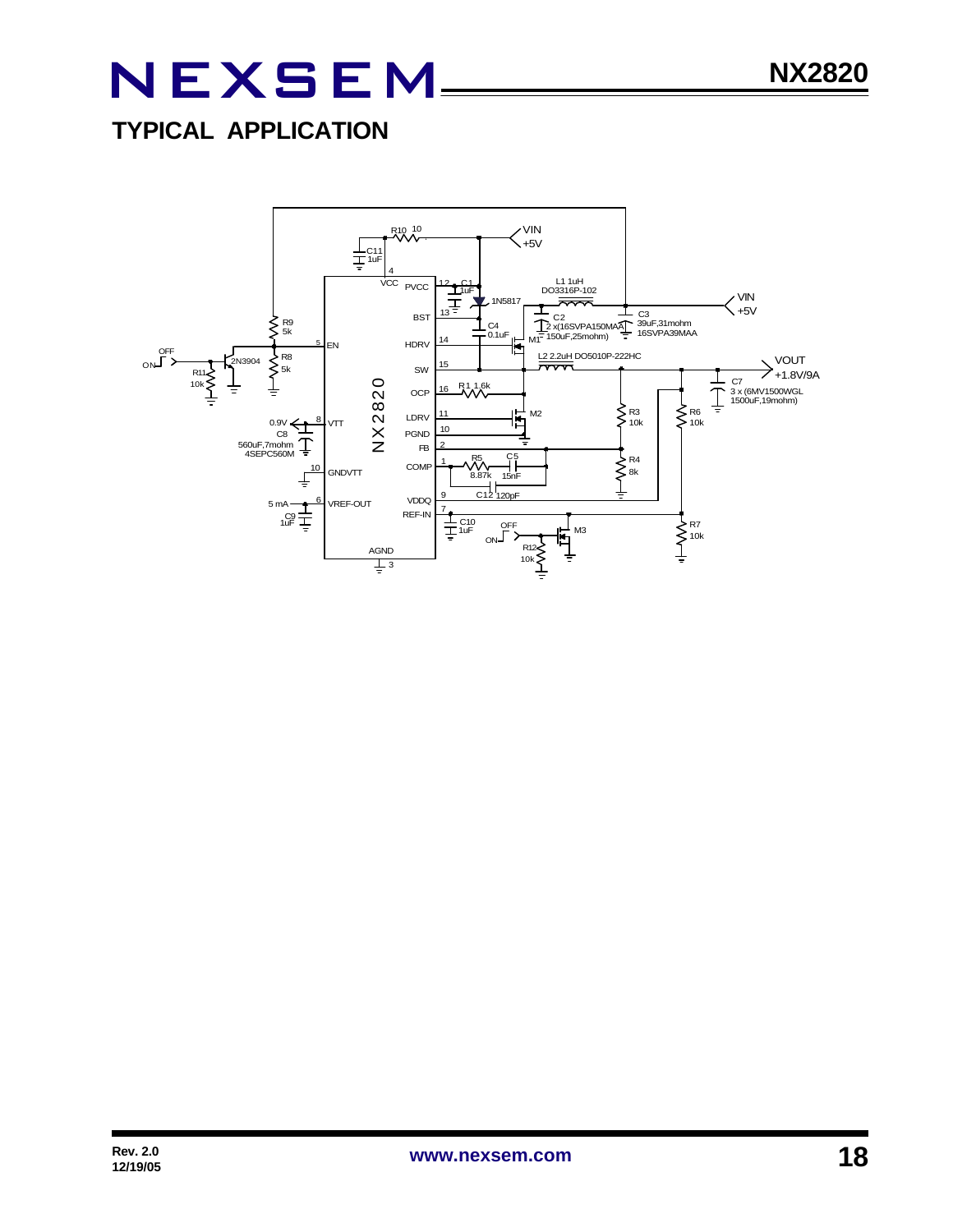## TYPICAL APPLICATION

VIN
+5V
R10 10
C11
1uF
4
VCC
PVCC
12
C1
1uF
1N5817
13
BST
C4
0.1uF
14
HDRV
M1
L1 1uH
DO3316P-102
C2
2 x(16SVPA150MAA
150uF,25mohm)
C3
39uF,31mohm
16SVPA39MAA
VIN
+5V
R9
5k
5
EN
OFF
ON
2N3904
R8
5k
R11
10k
15
SW
L2 2.2uH DO5010P-222HC
VOUT
+1.8V/9A
C7
3 x (6MV1500WGL
1500uF,19mohm)
16
OCP
R1 1.6k
NX2820
11
LDRV
M2
10
PGND
R3
10k
R6
10k
0.9V
8
VTT
C8
560uF,7mohm
4SEPC560M
2
FB
R4
8k
1
COMP
R5
8.87k
C5
15nF
10
GNDVTT
C12 120pF
9
VDDQ
5 mA
6
VREF-OUT
C9
1uF
7
REF-IN
C10
1uF
OFF
ON
M3
R7
10k
R12
10k
AGND
3